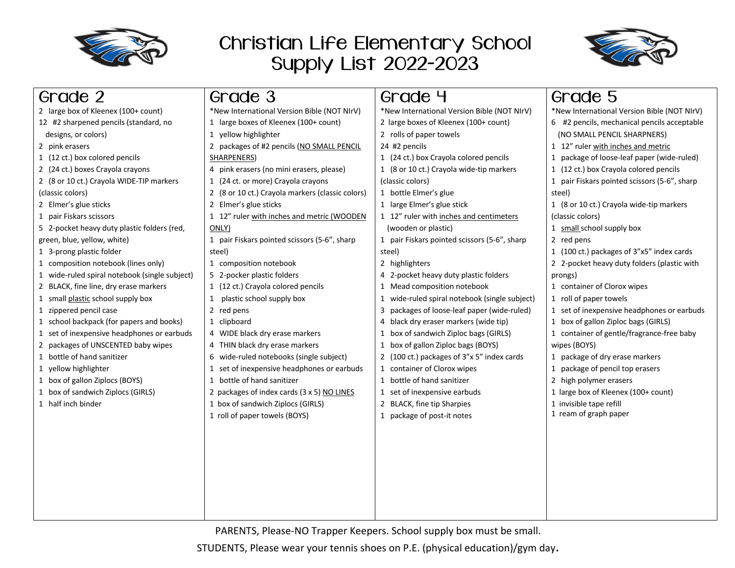# Christian Life Elementary School Supply List 2022-2023

## Grade 2

- 2 large box of Kleenex (100+ count)
- 12 #2 sharpened pencils (standard, no designs, or colors)
- 2 pink erasers
- 1 (12 ct.) box colored pencils
- 2 (24 ct.) boxes Crayola crayons
- 2 (8 or 10 ct.) Crayola WIDE-TIP markers (classic colors)
- 2 Elmer's glue sticks
- 1 pair Fiskars scissors
- 5 2-pocket heavy duty plastic folders (red, green, blue, yellow, white)
- 1 3-prong plastic folder
- 1 composition notebook (lines only)
- 1 wide-ruled spiral notebook (single subject)
- 2 BLACK, fine line, dry erase markers
- 1 small plastic school supply box
- 1 zippered pencil case
- 1 school backpack (for papers and books)
- 1 set of inexpensive headphones or earbuds
- 2 packages of UNSCENTED baby wipes
- 1 bottle of hand sanitizer
- 1 yellow highlighter
- 1 box of gallon Ziplocs (BOYS)
- 1 box of sandwich Ziplocs (GIRLS)
- 1 half inch binder

## Grade 3

- *New International Version Bible (NOT NIrV)
- 1 large boxes of Kleenex (100+ count)
- 1 yellow highlighter
- 2 packages of #2 pencils (NO SMALL PENCIL SHARPENERS)
- 4 pink erasers (no mini erasers, please)
- 1 (24 ct. or more) Crayola crayons
- 2 (8 or 10 ct.) Crayola markers (classic colors)
- 2 Elmer's glue sticks
- 1 12" ruler with inches and metric (WOODEN ONLY)
- 1 pair Fiskars pointed scissors (5-6", sharp steel)
- 1 composition notebook
- 5 2-pocker plastic folders
- 1 (12 ct.) Crayola colored pencils
- 1 plastic school supply box
- 2 red pens
- 1 clipboard
- 4 WIDE black dry erase markers
- 4 THIN black dry erase markers
- 6 wide-ruled notebooks (single subject)
- 1 set of inexpensive headphones or earbuds
- 1 bottle of hand sanitizer
- 2 packages of index cards (3 x 5) NO LINES
- 1 box of sandwich Ziplocs (GIRLS)
- 1 roll of paper towels (BOYS)

## Grade 4

- *New International Version Bible (NOT NIrV)
- 2 large boxes of Kleenex (100+ count)
- 2 rolls of paper towels
- 24 #2 pencils
- 1 (24 ct.) box Crayola colored pencils
- 1 (8 or 10 ct.) Crayola wide-tip markers (classic colors)
- 1 bottle Elmer's glue
- 1 large Elmer's glue stick
- 1 12" ruler with inches and centimeters (wooden or plastic)
- 1 pair Fiskars pointed scissors (5-6", sharp steel)
- 2 highlighters
- 4 2-pocket heavy duty plastic folders
- 1 Mead composition notebook
- 1 wide-ruled spiral notebook (single subject)
- 3 packages of loose-leaf paper (wide-ruled)
- 4 black dry eraser markers (wide tip)
- 1 box of sandwich Ziploc bags (GIRLS)
- 1 box of gallon Ziploc bags (BOYS)
- 2 (100 ct.) packages of 3"x 5" index cards
- 1 container of Clorox wipes
- 1 bottle of hand sanitizer
- 1 set of inexpensive earbuds
- 2 BLACK, fine tip Sharpies
- 1 package of post-it notes

## Grade 5

- *New International Version Bible (NOT NIrV)
- 6 #2 pencils, mechanical pencils acceptable (NO SMALL PENCIL SHARPNERS)
- 1 12" ruler with inches and metric
- 1 package of loose-leaf paper (wide-ruled)
- 1 (12 ct.) box Crayola colored pencils
- 1 pair Fiskars pointed scissors (5-6", sharp steel)
- 1 (8 or 10 ct.) Crayola wide-tip markers (classic colors)
- 1 small school supply box
- 2 red pens
- 1 (100 ct.) packages of 3"x5" index cards
- 2 2-pocket heavy duty folders (plastic with prongs)
- 1 container of Clorox wipes
- 1 roll of paper towels
- 1 set of inexpensive headphones or earbuds
- 1 box of gallon Ziploc bags (GIRLS)
- 1 container of gentle/fragrance-free baby wipes (BOYS)
- 1 package of dry erase markers
- 1 package of pencil top erasers
- 2 high polymer erasers
- 1 large box of Kleenex (100+ count)
- 1 invisible tape refill
- 1 ream of graph paper

PARENTS, Please-NO Trapper Keepers. School supply box must be small.

STUDENTS, Please wear your tennis shoes on P.E. (physical education)/gym day.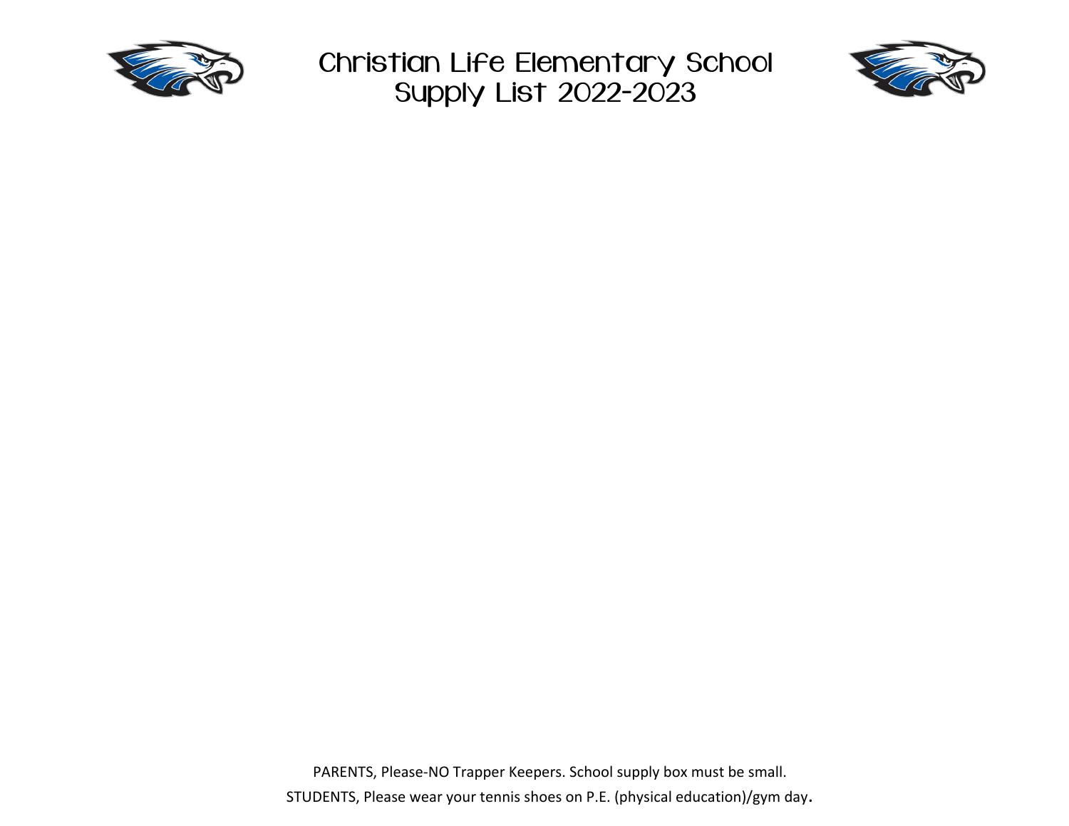# Christian Life Elementary School
## Supply List 2022-2023

PARENTS, Please-NO Trapper Keepers. School supply box must be small.

STUDENTS, Please wear your tennis shoes on P.E. (physical education)/gym day.